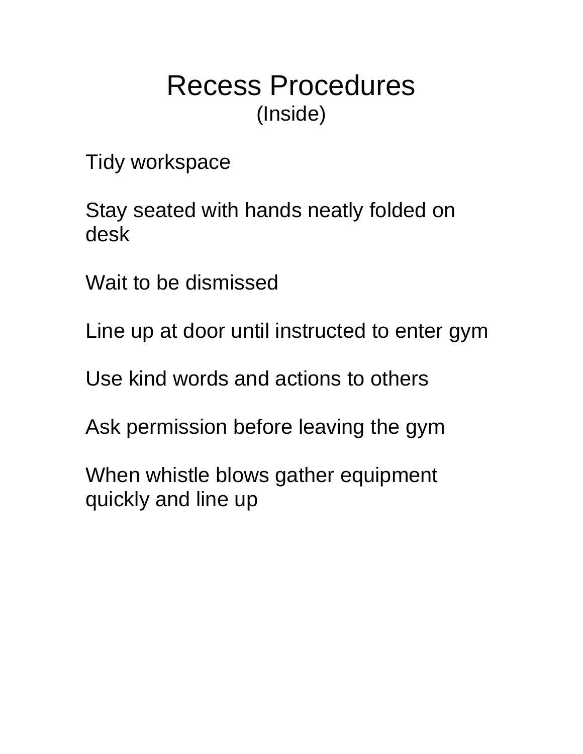# Recess Procedures

(Inside)

Tidy workspace

Stay seated with hands neatly folded on desk

Wait to be dismissed

Line up at door until instructed to enter gym

Use kind words and actions to others

Ask permission before leaving the gym

When whistle blows gather equipment quickly and line up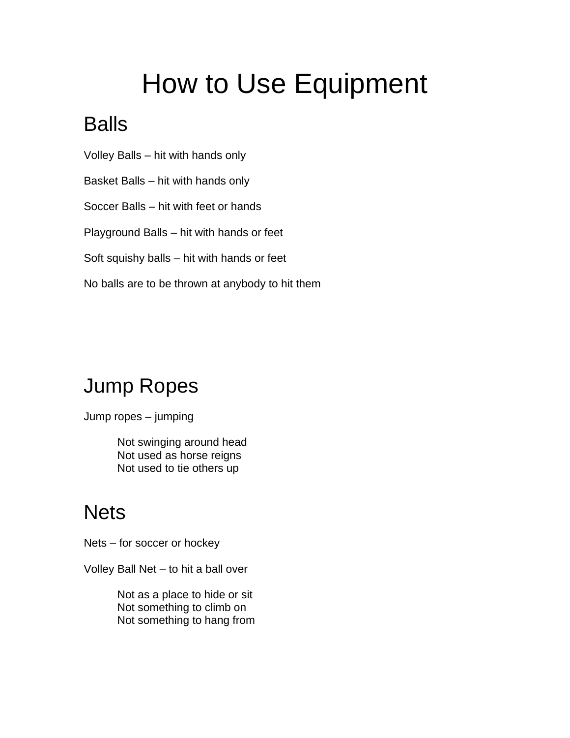# How to Use Equipment

## Balls

Volley Balls – hit with hands only

Basket Balls – hit with hands only

Soccer Balls – hit with feet or hands

Playground Balls – hit with hands or feet

Soft squishy balls – hit with hands or feet

No balls are to be thrown at anybody to hit them

## Jump Ropes

Jump ropes – jumping

> Not swinging around head
> Not used as horse reigns
> Not used to tie others up

## Nets

Nets – for soccer or hockey

Volley Ball Net – to hit a ball over

> Not as a place to hide or sit
> Not something to climb on
> Not something to hang from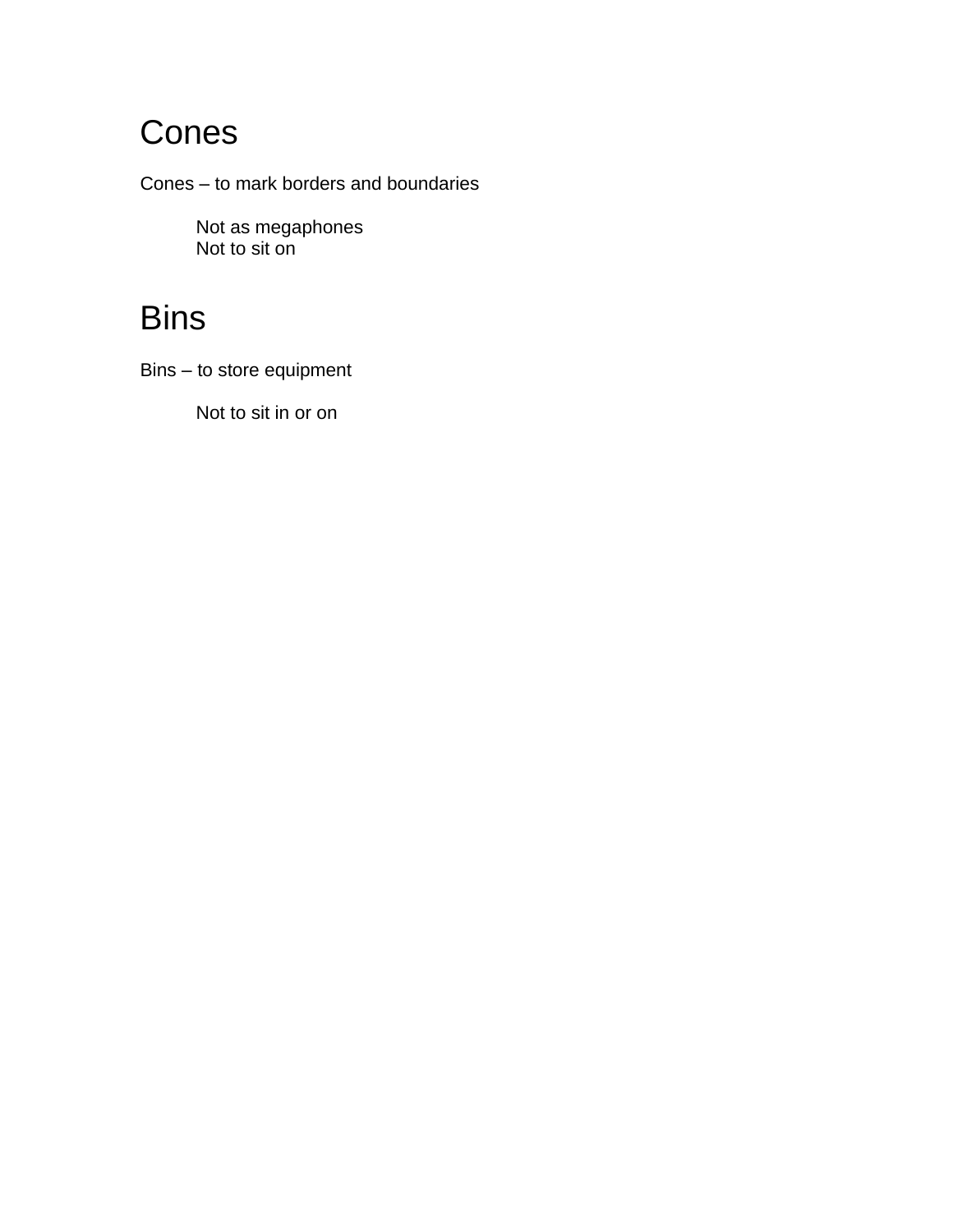# Cones

Cones – to mark borders and boundaries

Not as megaphones
Not to sit on

# Bins

Bins – to store equipment

Not to sit in or on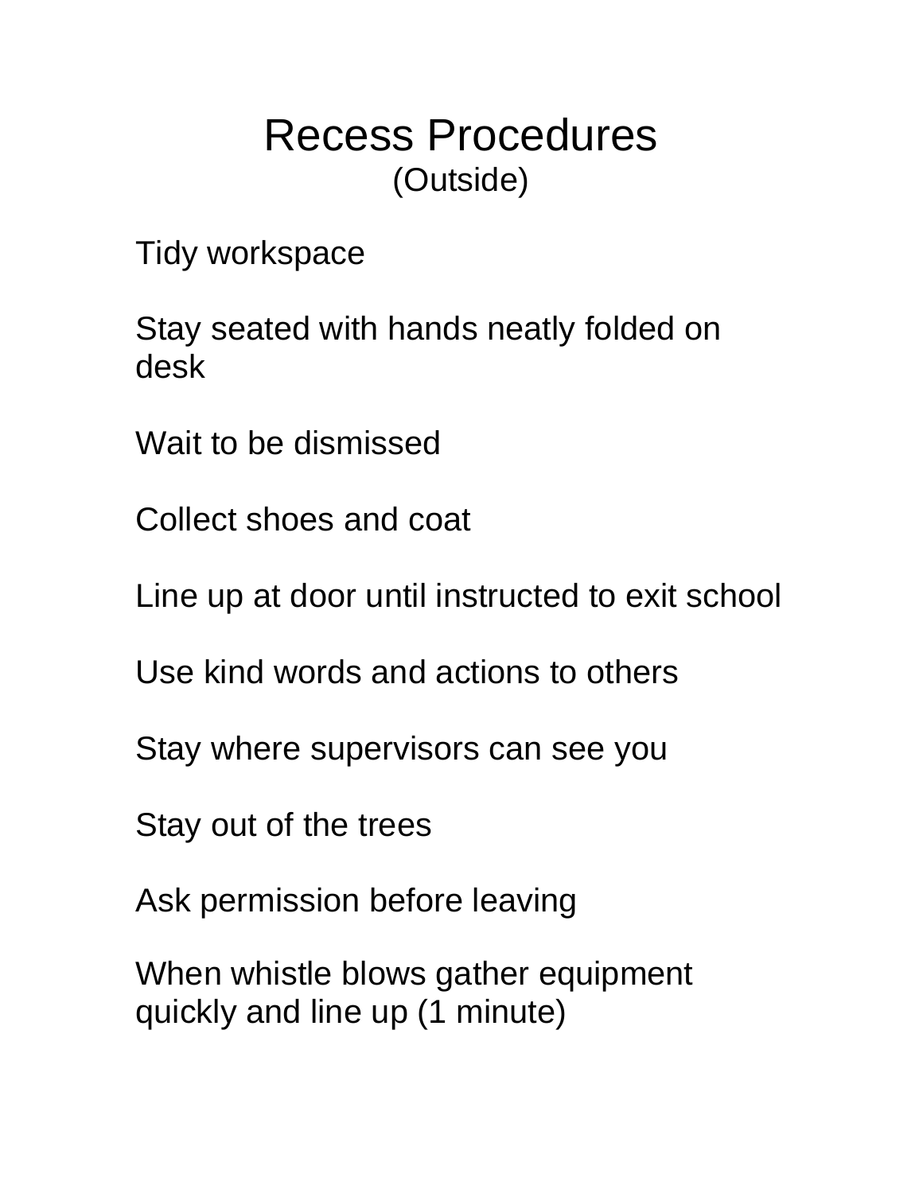# Recess Procedures

(Outside)

Tidy workspace

Stay seated with hands neatly folded on desk

Wait to be dismissed

Collect shoes and coat

Line up at door until instructed to exit school

Use kind words and actions to others

Stay where supervisors can see you

Stay out of the trees

Ask permission before leaving

When whistle blows gather equipment quickly and line up (1 minute)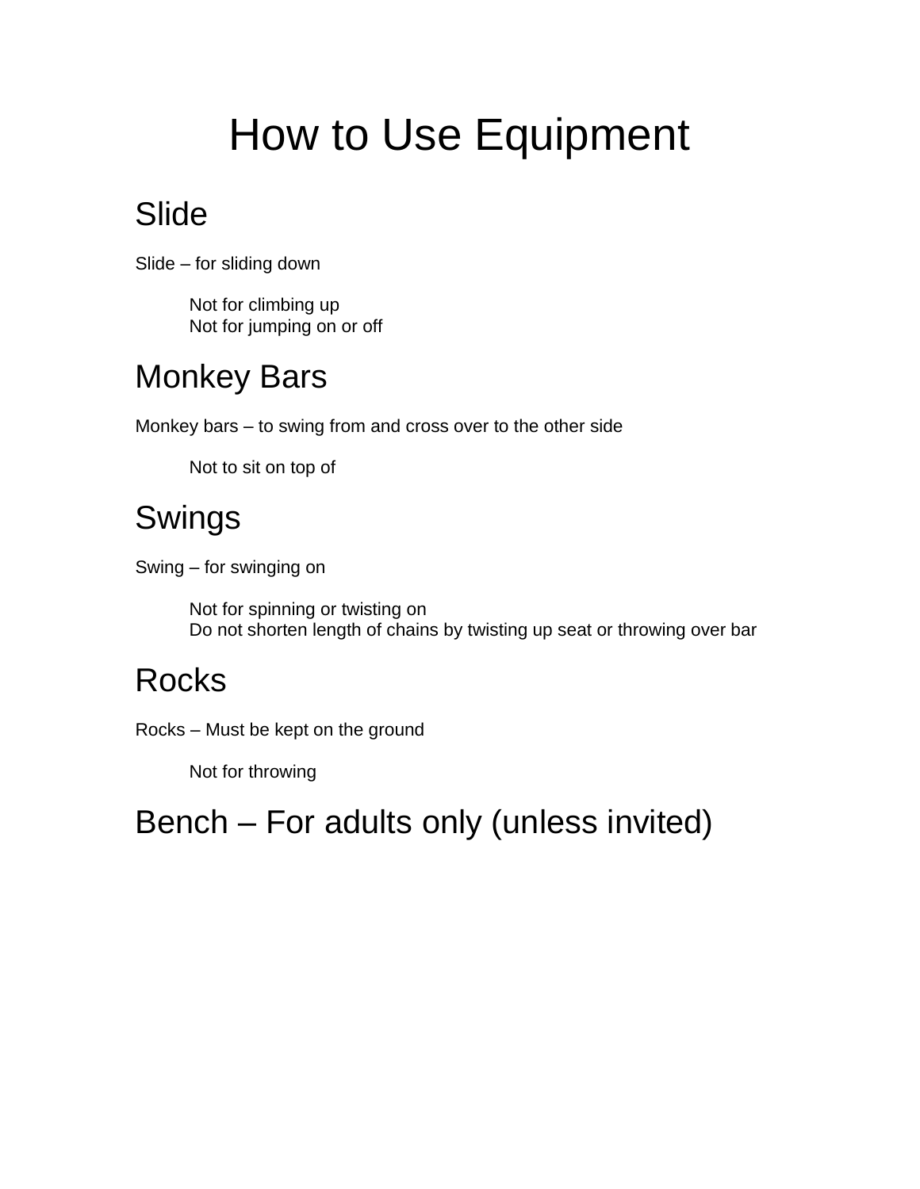# How to Use Equipment

## Slide

Slide – for sliding down

> Not for climbing up
> Not for jumping on or off

## Monkey Bars

Monkey bars – to swing from and cross over to the other side

> Not to sit on top of

## Swings

Swing – for swinging on

> Not for spinning or twisting on
> Do not shorten length of chains by twisting up seat or throwing over bar

## Rocks

Rocks – Must be kept on the ground

> Not for throwing

## Bench – For adults only (unless invited)